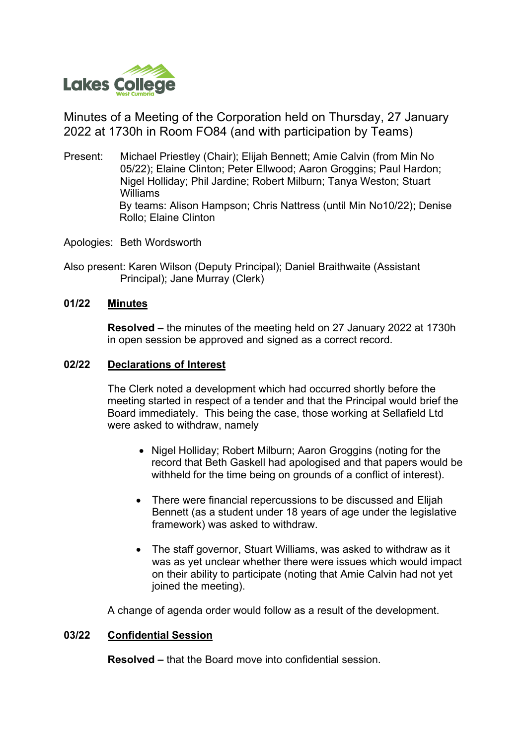Lakes College West Cumbria

Minutes of a Meeting of the Corporation held on Thursday, 27 January 2022 at 1730h in Room FO84 (and with participation by Teams)

Present: Michael Priestley (Chair); Elijah Bennett; Amie Calvin (from Min No 05/22); Elaine Clinton; Peter Ellwood; Aaron Groggins; Paul Hardon; Nigel Holliday; Phil Jardine; Robert Milburn; Tanya Weston; Stuart Williams
By teams: Alison Hampson; Chris Nattress (until Min No10/22); Denise Rollo; Elaine Clinton

Apologies: Beth Wordsworth

Also present: Karen Wilson (Deputy Principal); Daniel Braithwaite (Assistant Principal); Jane Murray (Clerk)

**01/22 Minutes**

**Resolved –** the minutes of the meeting held on 27 January 2022 at 1730h in open session be approved and signed as a correct record.

**02/22 Declarations of Interest**

The Clerk noted a development which had occurred shortly before the meeting started in respect of a tender and that the Principal would brief the Board immediately. This being the case, those working at Sellafield Ltd were asked to withdraw, namely

- Nigel Holliday; Robert Milburn; Aaron Groggins (noting for the record that Beth Gaskell had apologised and that papers would be withheld for the time being on grounds of a conflict of interest).

- There were financial repercussions to be discussed and Elijah Bennett (as a student under 18 years of age under the legislative framework) was asked to withdraw.

- The staff governor, Stuart Williams, was asked to withdraw as it was as yet unclear whether there were issues which would impact on their ability to participate (noting that Amie Calvin had not yet joined the meeting).

A change of agenda order would follow as a result of the development.

**03/22 Confidential Session**

**Resolved –** that the Board move into confidential session.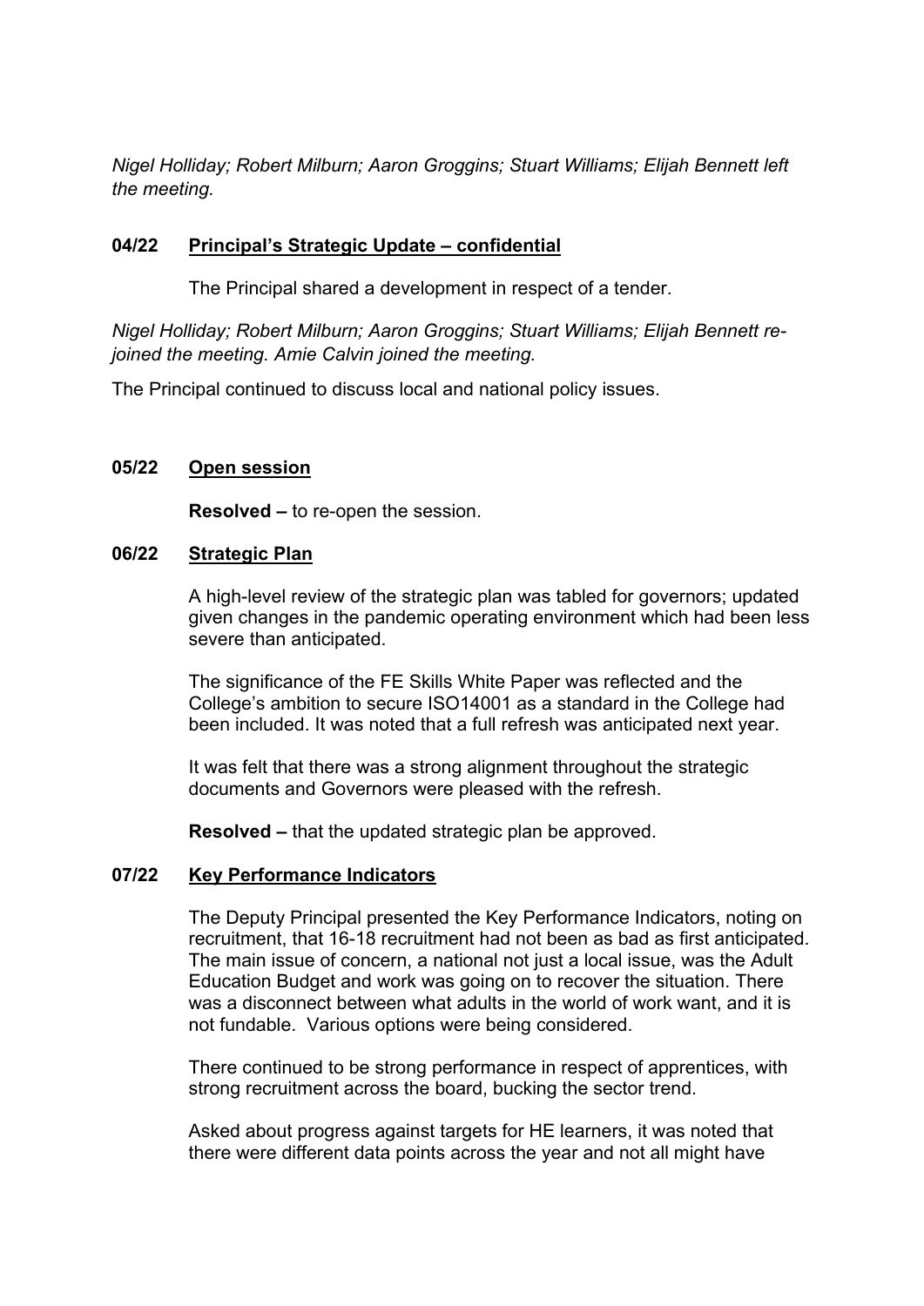*Nigel Holliday; Robert Milburn; Aaron Groggins; Stuart Williams; Elijah Bennett left the meeting.*

**04/22 Principal's Strategic Update – confidential**

The Principal shared a development in respect of a tender.

*Nigel Holliday; Robert Milburn; Aaron Groggins; Stuart Williams; Elijah Bennett re-joined the meeting. Amie Calvin joined the meeting.*

The Principal continued to discuss local and national policy issues.

**05/22 Open session**

**Resolved –** to re-open the session.

**06/22 Strategic Plan**

A high-level review of the strategic plan was tabled for governors; updated given changes in the pandemic operating environment which had been less severe than anticipated.

The significance of the FE Skills White Paper was reflected and the College's ambition to secure ISO14001 as a standard in the College had been included. It was noted that a full refresh was anticipated next year.

It was felt that there was a strong alignment throughout the strategic documents and Governors were pleased with the refresh.

**Resolved –** that the updated strategic plan be approved.

**07/22 Key Performance Indicators**

The Deputy Principal presented the Key Performance Indicators, noting on recruitment, that 16-18 recruitment had not been as bad as first anticipated. The main issue of concern, a national not just a local issue, was the Adult Education Budget and work was going on to recover the situation. There was a disconnect between what adults in the world of work want, and it is not fundable. Various options were being considered.

There continued to be strong performance in respect of apprentices, with strong recruitment across the board, bucking the sector trend.

Asked about progress against targets for HE learners, it was noted that there were different data points across the year and not all might have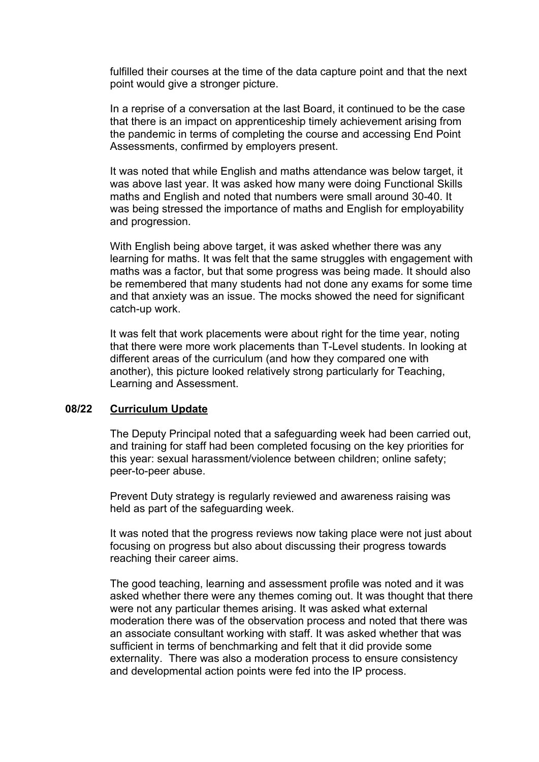fulfilled their courses at the time of the data capture point and that the next point would give a stronger picture.

In a reprise of a conversation at the last Board, it continued to be the case that there is an impact on apprenticeship timely achievement arising from the pandemic in terms of completing the course and accessing End Point Assessments, confirmed by employers present.

It was noted that while English and maths attendance was below target, it was above last year. It was asked how many were doing Functional Skills maths and English and noted that numbers were small around 30-40. It was being stressed the importance of maths and English for employability and progression.

With English being above target, it was asked whether there was any learning for maths. It was felt that the same struggles with engagement with maths was a factor, but that some progress was being made. It should also be remembered that many students had not done any exams for some time and that anxiety was an issue. The mocks showed the need for significant catch-up work.

It was felt that work placements were about right for the time year, noting that there were more work placements than T-Level students. In looking at different areas of the curriculum (and how they compared one with another), this picture looked relatively strong particularly for Teaching, Learning and Assessment.

## 08/22 Curriculum Update

The Deputy Principal noted that a safeguarding week had been carried out, and training for staff had been completed focusing on the key priorities for this year: sexual harassment/violence between children; online safety; peer-to-peer abuse.

Prevent Duty strategy is regularly reviewed and awareness raising was held as part of the safeguarding week.

It was noted that the progress reviews now taking place were not just about focusing on progress but also about discussing their progress towards reaching their career aims.

The good teaching, learning and assessment profile was noted and it was asked whether there were any themes coming out. It was thought that there were not any particular themes arising. It was asked what external moderation there was of the observation process and noted that there was an associate consultant working with staff. It was asked whether that was sufficient in terms of benchmarking and felt that it did provide some externality. There was also a moderation process to ensure consistency and developmental action points were fed into the IP process.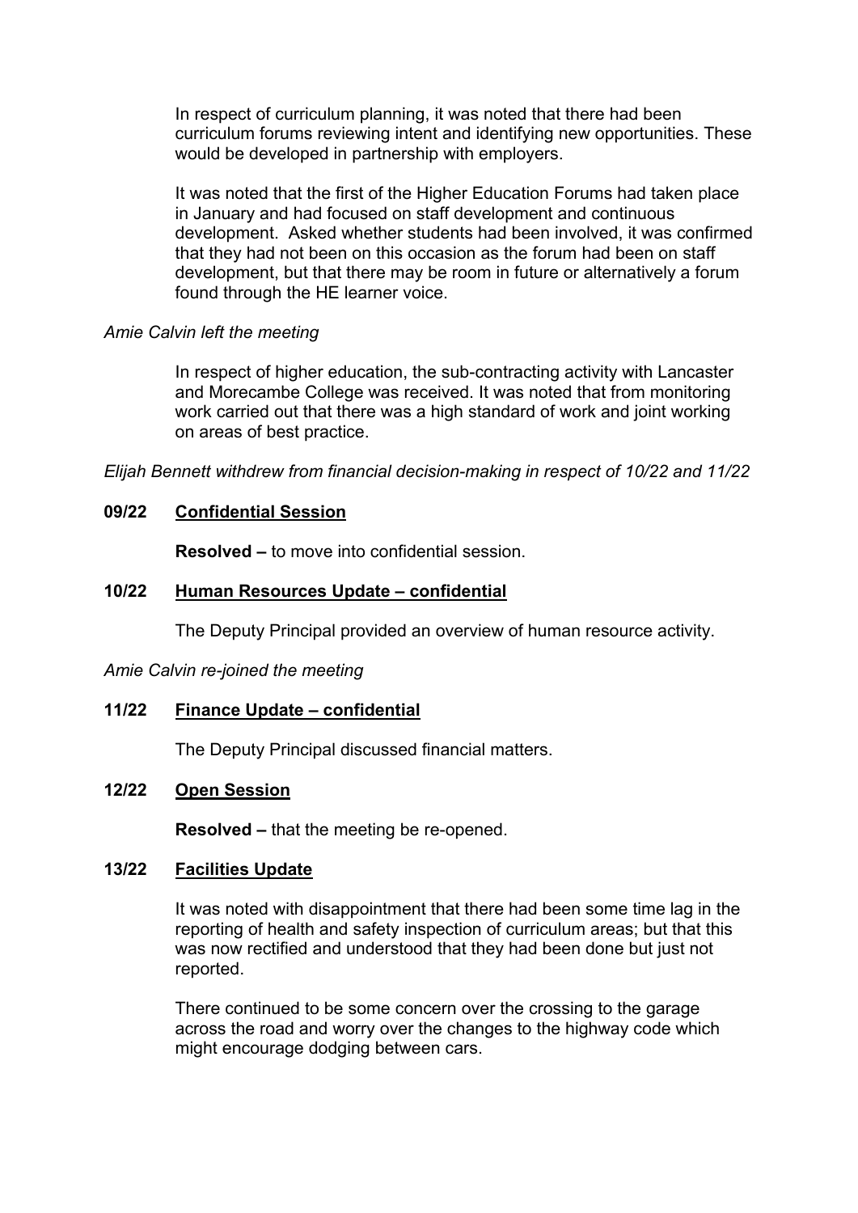In respect of curriculum planning, it was noted that there had been curriculum forums reviewing intent and identifying new opportunities. These would be developed in partnership with employers.

It was noted that the first of the Higher Education Forums had taken place in January and had focused on staff development and continuous development. Asked whether students had been involved, it was confirmed that they had not been on this occasion as the forum had been on staff development, but that there may be room in future or alternatively a forum found through the HE learner voice.

*Amie Calvin left the meeting*

In respect of higher education, the sub-contracting activity with Lancaster and Morecambe College was received. It was noted that from monitoring work carried out that there was a high standard of work and joint working on areas of best practice.

*Elijah Bennett withdrew from financial decision-making in respect of 10/22 and 11/22*

**09/22 Confidential Session**

**Resolved –** to move into confidential session.

**10/22 Human Resources Update – confidential**

The Deputy Principal provided an overview of human resource activity.

*Amie Calvin re-joined the meeting*

**11/22 Finance Update – confidential**

The Deputy Principal discussed financial matters.

**12/22 Open Session**

**Resolved –** that the meeting be re-opened.

**13/22 Facilities Update**

It was noted with disappointment that there had been some time lag in the reporting of health and safety inspection of curriculum areas; but that this was now rectified and understood that they had been done but just not reported.

There continued to be some concern over the crossing to the garage across the road and worry over the changes to the highway code which might encourage dodging between cars.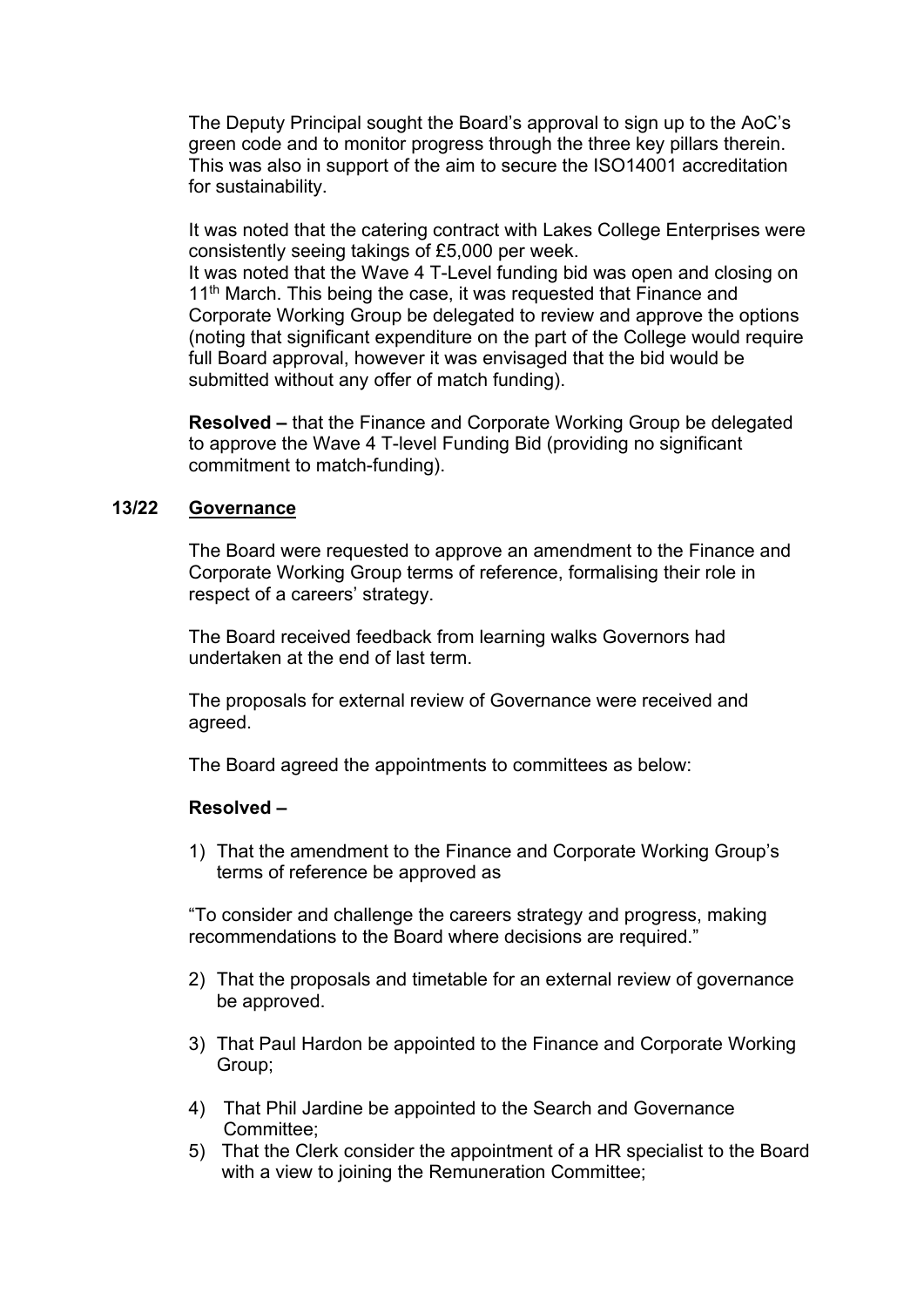The Deputy Principal sought the Board's approval to sign up to the AoC's green code and to monitor progress through the three key pillars therein. This was also in support of the aim to secure the ISO14001 accreditation for sustainability.

It was noted that the catering contract with Lakes College Enterprises were consistently seeing takings of £5,000 per week.
It was noted that the Wave 4 T-Level funding bid was open and closing on 11th March. This being the case, it was requested that Finance and Corporate Working Group be delegated to review and approve the options (noting that significant expenditure on the part of the College would require full Board approval, however it was envisaged that the bid would be submitted without any offer of match funding).

**Resolved –** that the Finance and Corporate Working Group be delegated to approve the Wave 4 T-level Funding Bid (providing no significant commitment to match-funding).

## 13/22 Governance

The Board were requested to approve an amendment to the Finance and Corporate Working Group terms of reference, formalising their role in respect of a careers' strategy.

The Board received feedback from learning walks Governors had undertaken at the end of last term.

The proposals for external review of Governance were received and agreed.

The Board agreed the appointments to committees as below:

**Resolved –**

1) That the amendment to the Finance and Corporate Working Group's terms of reference be approved as

"To consider and challenge the careers strategy and progress, making recommendations to the Board where decisions are required."

2) That the proposals and timetable for an external review of governance be approved.

3) That Paul Hardon be appointed to the Finance and Corporate Working Group;

4) That Phil Jardine be appointed to the Search and Governance Committee;

5) That the Clerk consider the appointment of a HR specialist to the Board with a view to joining the Remuneration Committee;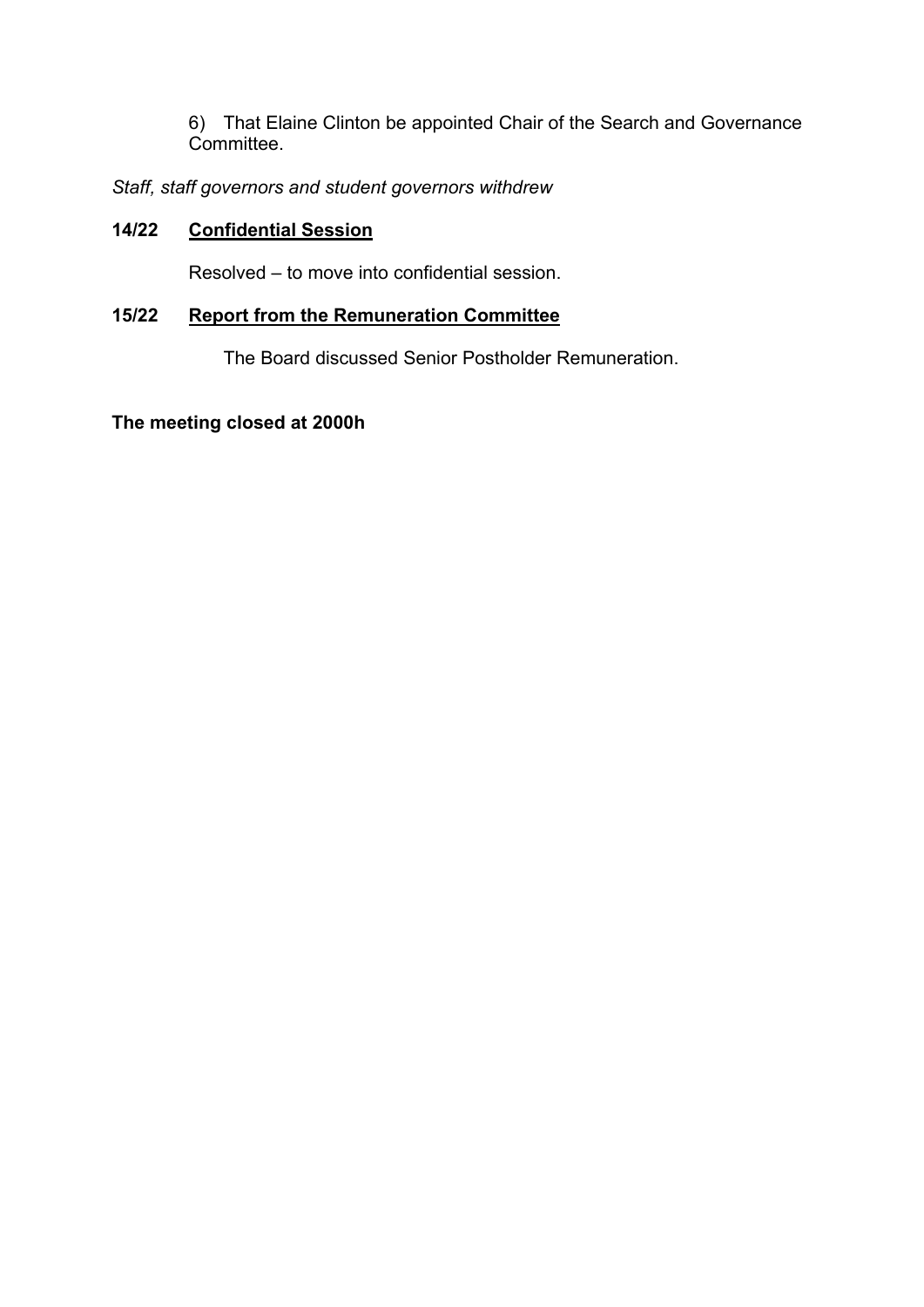6) That Elaine Clinton be appointed Chair of the Search and Governance Committee.

*Staff, staff governors and student governors withdrew*

**14/22 <u>Confidential Session</u>**

Resolved – to move into confidential session.

**15/22 <u>Report from the Remuneration Committee</u>**

The Board discussed Senior Postholder Remuneration.

**The meeting closed at 2000h**